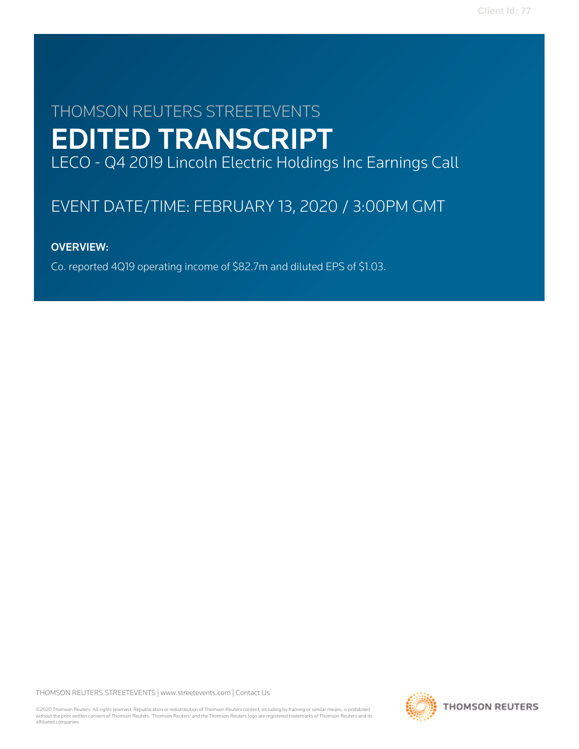THOMSON REUTERS STREETEVENTS

# EDITED TRANSCRIPT

LECO - Q4 2019 Lincoln Electric Holdings Inc Earnings Call

EVENT DATE/TIME: FEBRUARY 13, 2020 / 3:00PM GMT

**OVERVIEW:**

Co. reported 4Q19 operating income of $82.7m and diluted EPS of $1.03.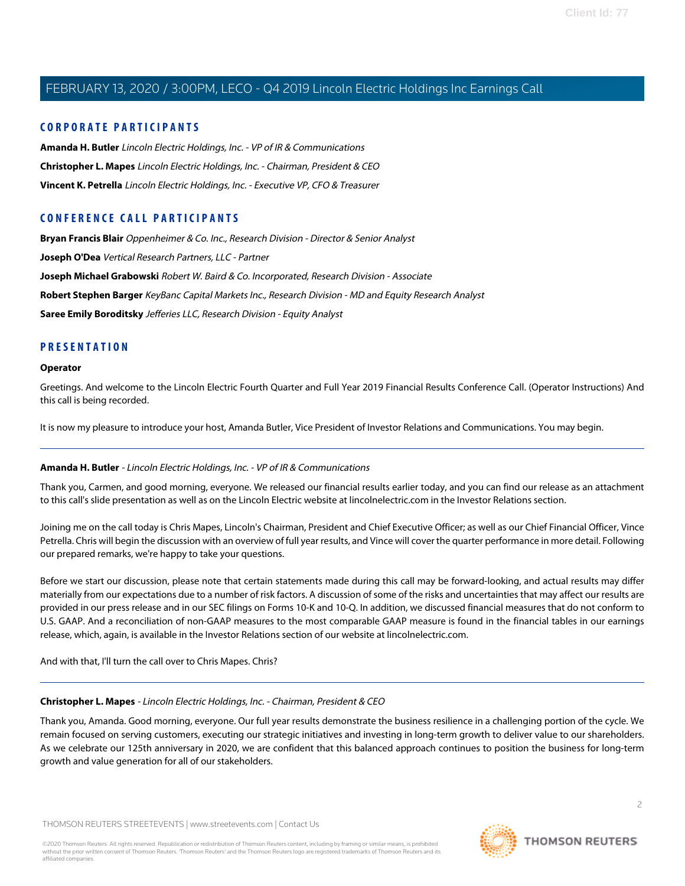## CORPORATE PARTICIPANTS

**Amanda H. Butler** *Lincoln Electric Holdings, Inc. - VP of IR & Communications*

**Christopher L. Mapes** *Lincoln Electric Holdings, Inc. - Chairman, President & CEO*

**Vincent K. Petrella** *Lincoln Electric Holdings, Inc. - Executive VP, CFO & Treasurer*

## CONFERENCE CALL PARTICIPANTS

**Bryan Francis Blair** *Oppenheimer & Co. Inc., Research Division - Director & Senior Analyst*

**Joseph O'Dea** *Vertical Research Partners, LLC - Partner*

**Joseph Michael Grabowski** *Robert W. Baird & Co. Incorporated, Research Division - Associate*

**Robert Stephen Barger** *KeyBanc Capital Markets Inc., Research Division - MD and Equity Research Analyst*

**Saree Emily Boroditsky** *Jefferies LLC, Research Division - Equity Analyst*

## PRESENTATION

### Operator

Greetings. And welcome to the Lincoln Electric Fourth Quarter and Full Year 2019 Financial Results Conference Call. (Operator Instructions) And this call is being recorded.

It is now my pleasure to introduce your host, Amanda Butler, Vice President of Investor Relations and Communications. You may begin.

---

### Amanda H. Butler - *Lincoln Electric Holdings, Inc. - VP of IR & Communications*

Thank you, Carmen, and good morning, everyone. We released our financial results earlier today, and you can find our release as an attachment to this call's slide presentation as well as on the Lincoln Electric website at lincolnelectric.com in the Investor Relations section.

Joining me on the call today is Chris Mapes, Lincoln's Chairman, President and Chief Executive Officer; as well as our Chief Financial Officer, Vince Petrella. Chris will begin the discussion with an overview of full year results, and Vince will cover the quarter performance in more detail. Following our prepared remarks, we're happy to take your questions.

Before we start our discussion, please note that certain statements made during this call may be forward-looking, and actual results may differ materially from our expectations due to a number of risk factors. A discussion of some of the risks and uncertainties that may affect our results are provided in our press release and in our SEC filings on Forms 10-K and 10-Q. In addition, we discussed financial measures that do not conform to U.S. GAAP. And a reconciliation of non-GAAP measures to the most comparable GAAP measure is found in the financial tables in our earnings release, which, again, is available in the Investor Relations section of our website at lincolnelectric.com.

And with that, I'll turn the call over to Chris Mapes. Chris?

---

### Christopher L. Mapes - *Lincoln Electric Holdings, Inc. - Chairman, President & CEO*

Thank you, Amanda. Good morning, everyone. Our full year results demonstrate the business resilience in a challenging portion of the cycle. We remain focused on serving customers, executing our strategic initiatives and investing in long-term growth to deliver value to our shareholders. As we celebrate our 125th anniversary in 2020, we are confident that this balanced approach continues to position the business for long-term growth and value generation for all of our stakeholders.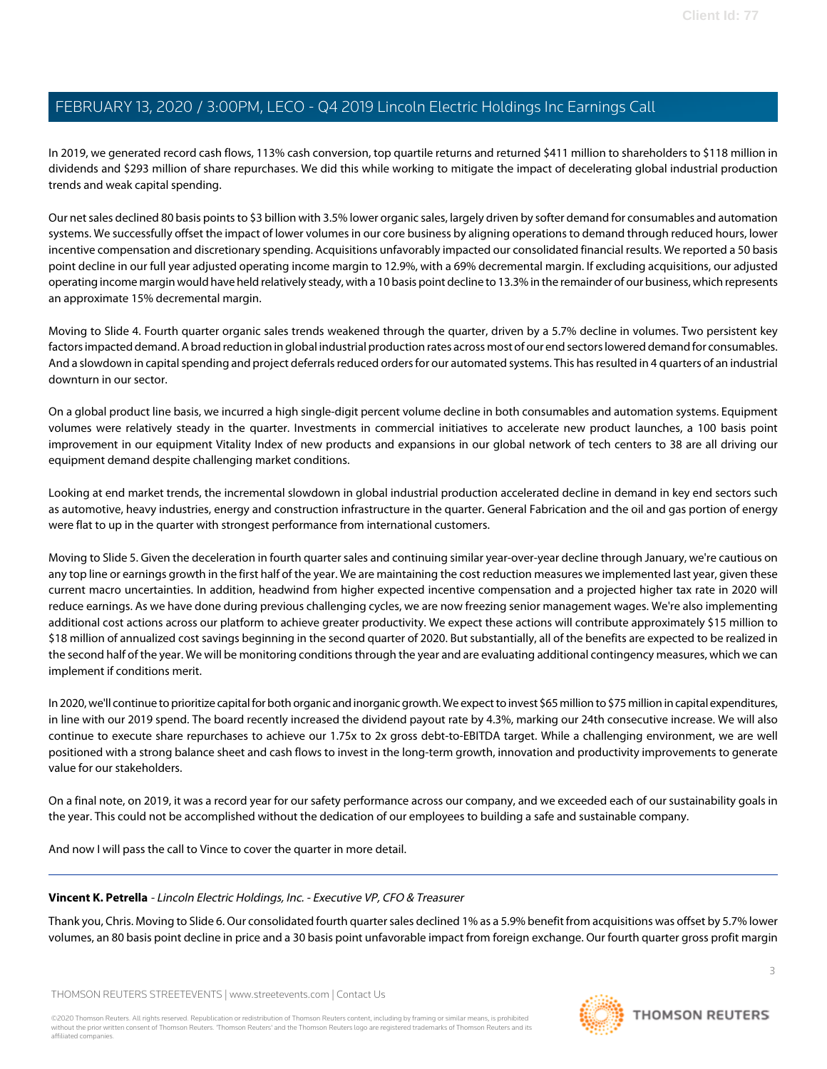In 2019, we generated record cash flows, 113% cash conversion, top quartile returns and returned $411 million to shareholders to $118 million in dividends and $293 million of share repurchases. We did this while working to mitigate the impact of decelerating global industrial production trends and weak capital spending.

Our net sales declined 80 basis points to $3 billion with 3.5% lower organic sales, largely driven by softer demand for consumables and automation systems. We successfully offset the impact of lower volumes in our core business by aligning operations to demand through reduced hours, lower incentive compensation and discretionary spending. Acquisitions unfavorably impacted our consolidated financial results. We reported a 50 basis point decline in our full year adjusted operating income margin to 12.9%, with a 69% decremental margin. If excluding acquisitions, our adjusted operating income margin would have held relatively steady, with a 10 basis point decline to 13.3% in the remainder of our business, which represents an approximate 15% decremental margin.

Moving to Slide 4. Fourth quarter organic sales trends weakened through the quarter, driven by a 5.7% decline in volumes. Two persistent key factors impacted demand. A broad reduction in global industrial production rates across most of our end sectors lowered demand for consumables. And a slowdown in capital spending and project deferrals reduced orders for our automated systems. This has resulted in 4 quarters of an industrial downturn in our sector.

On a global product line basis, we incurred a high single-digit percent volume decline in both consumables and automation systems. Equipment volumes were relatively steady in the quarter. Investments in commercial initiatives to accelerate new product launches, a 100 basis point improvement in our equipment Vitality Index of new products and expansions in our global network of tech centers to 38 are all driving our equipment demand despite challenging market conditions.

Looking at end market trends, the incremental slowdown in global industrial production accelerated decline in demand in key end sectors such as automotive, heavy industries, energy and construction infrastructure in the quarter. General Fabrication and the oil and gas portion of energy were flat to up in the quarter with strongest performance from international customers.

Moving to Slide 5. Given the deceleration in fourth quarter sales and continuing similar year-over-year decline through January, we're cautious on any top line or earnings growth in the first half of the year. We are maintaining the cost reduction measures we implemented last year, given these current macro uncertainties. In addition, headwind from higher expected incentive compensation and a projected higher tax rate in 2020 will reduce earnings. As we have done during previous challenging cycles, we are now freezing senior management wages. We're also implementing additional cost actions across our platform to achieve greater productivity. We expect these actions will contribute approximately $15 million to $18 million of annualized cost savings beginning in the second quarter of 2020. But substantially, all of the benefits are expected to be realized in the second half of the year. We will be monitoring conditions through the year and are evaluating additional contingency measures, which we can implement if conditions merit.

In 2020, we'll continue to prioritize capital for both organic and inorganic growth. We expect to invest $65 million to $75 million in capital expenditures, in line with our 2019 spend. The board recently increased the dividend payout rate by 4.3%, marking our 24th consecutive increase. We will also continue to execute share repurchases to achieve our 1.75x to 2x gross debt-to-EBITDA target. While a challenging environment, we are well positioned with a strong balance sheet and cash flows to invest in the long-term growth, innovation and productivity improvements to generate value for our stakeholders.

On a final note, on 2019, it was a record year for our safety performance across our company, and we exceeded each of our sustainability goals in the year. This could not be accomplished without the dedication of our employees to building a safe and sustainable company.

And now I will pass the call to Vince to cover the quarter in more detail.

---

**Vincent K. Petrella** - *Lincoln Electric Holdings, Inc. - Executive VP, CFO & Treasurer*

Thank you, Chris. Moving to Slide 6. Our consolidated fourth quarter sales declined 1% as a 5.9% benefit from acquisitions was offset by 5.7% lower volumes, an 80 basis point decline in price and a 30 basis point unfavorable impact from foreign exchange. Our fourth quarter gross profit margin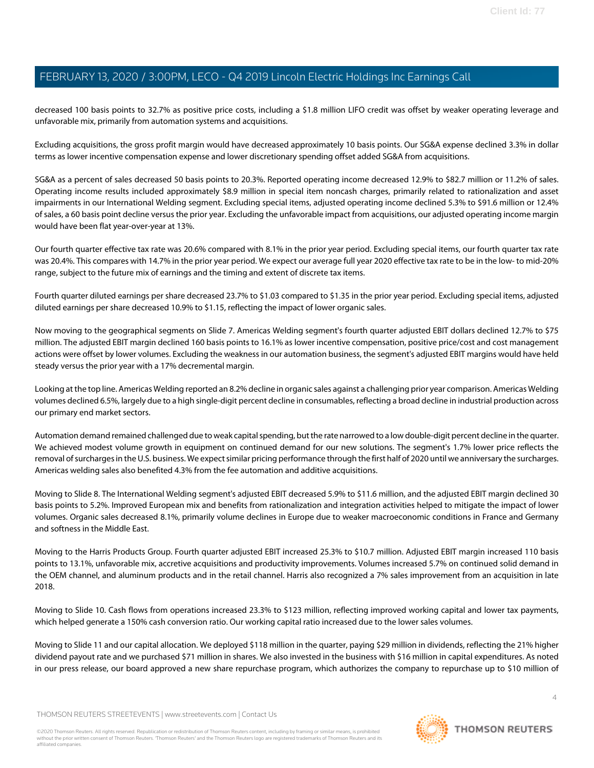decreased 100 basis points to 32.7% as positive price costs, including a $1.8 million LIFO credit was offset by weaker operating leverage and unfavorable mix, primarily from automation systems and acquisitions.

Excluding acquisitions, the gross profit margin would have decreased approximately 10 basis points. Our SG&A expense declined 3.3% in dollar terms as lower incentive compensation expense and lower discretionary spending offset added SG&A from acquisitions.

SG&A as a percent of sales decreased 50 basis points to 20.3%. Reported operating income decreased 12.9% to $82.7 million or 11.2% of sales. Operating income results included approximately $8.9 million in special item noncash charges, primarily related to rationalization and asset impairments in our International Welding segment. Excluding special items, adjusted operating income declined 5.3% to $91.6 million or 12.4% of sales, a 60 basis point decline versus the prior year. Excluding the unfavorable impact from acquisitions, our adjusted operating income margin would have been flat year-over-year at 13%.

Our fourth quarter effective tax rate was 20.6% compared with 8.1% in the prior year period. Excluding special items, our fourth quarter tax rate was 20.4%. This compares with 14.7% in the prior year period. We expect our average full year 2020 effective tax rate to be in the low- to mid-20% range, subject to the future mix of earnings and the timing and extent of discrete tax items.

Fourth quarter diluted earnings per share decreased 23.7% to $1.03 compared to $1.35 in the prior year period. Excluding special items, adjusted diluted earnings per share decreased 10.9% to $1.15, reflecting the impact of lower organic sales.

Now moving to the geographical segments on Slide 7. Americas Welding segment's fourth quarter adjusted EBIT dollars declined 12.7% to $75 million. The adjusted EBIT margin declined 160 basis points to 16.1% as lower incentive compensation, positive price/cost and cost management actions were offset by lower volumes. Excluding the weakness in our automation business, the segment's adjusted EBIT margins would have held steady versus the prior year with a 17% decremental margin.

Looking at the top line. Americas Welding reported an 8.2% decline in organic sales against a challenging prior year comparison. Americas Welding volumes declined 6.5%, largely due to a high single-digit percent decline in consumables, reflecting a broad decline in industrial production across our primary end market sectors.

Automation demand remained challenged due to weak capital spending, but the rate narrowed to a low double-digit percent decline in the quarter. We achieved modest volume growth in equipment on continued demand for our new solutions. The segment's 1.7% lower price reflects the removal of surcharges in the U.S. business. We expect similar pricing performance through the first half of 2020 until we anniversary the surcharges. Americas welding sales also benefited 4.3% from the fee automation and additive acquisitions.

Moving to Slide 8. The International Welding segment's adjusted EBIT decreased 5.9% to $11.6 million, and the adjusted EBIT margin declined 30 basis points to 5.2%. Improved European mix and benefits from rationalization and integration activities helped to mitigate the impact of lower volumes. Organic sales decreased 8.1%, primarily volume declines in Europe due to weaker macroeconomic conditions in France and Germany and softness in the Middle East.

Moving to the Harris Products Group. Fourth quarter adjusted EBIT increased 25.3% to $10.7 million. Adjusted EBIT margin increased 110 basis points to 13.1%, unfavorable mix, accretive acquisitions and productivity improvements. Volumes increased 5.7% on continued solid demand in the OEM channel, and aluminum products and in the retail channel. Harris also recognized a 7% sales improvement from an acquisition in late 2018.

Moving to Slide 10. Cash flows from operations increased 23.3% to $123 million, reflecting improved working capital and lower tax payments, which helped generate a 150% cash conversion ratio. Our working capital ratio increased due to the lower sales volumes.

Moving to Slide 11 and our capital allocation. We deployed $118 million in the quarter, paying $29 million in dividends, reflecting the 21% higher dividend payout rate and we purchased $71 million in shares. We also invested in the business with $16 million in capital expenditures. As noted in our press release, our board approved a new share repurchase program, which authorizes the company to repurchase up to $10 million of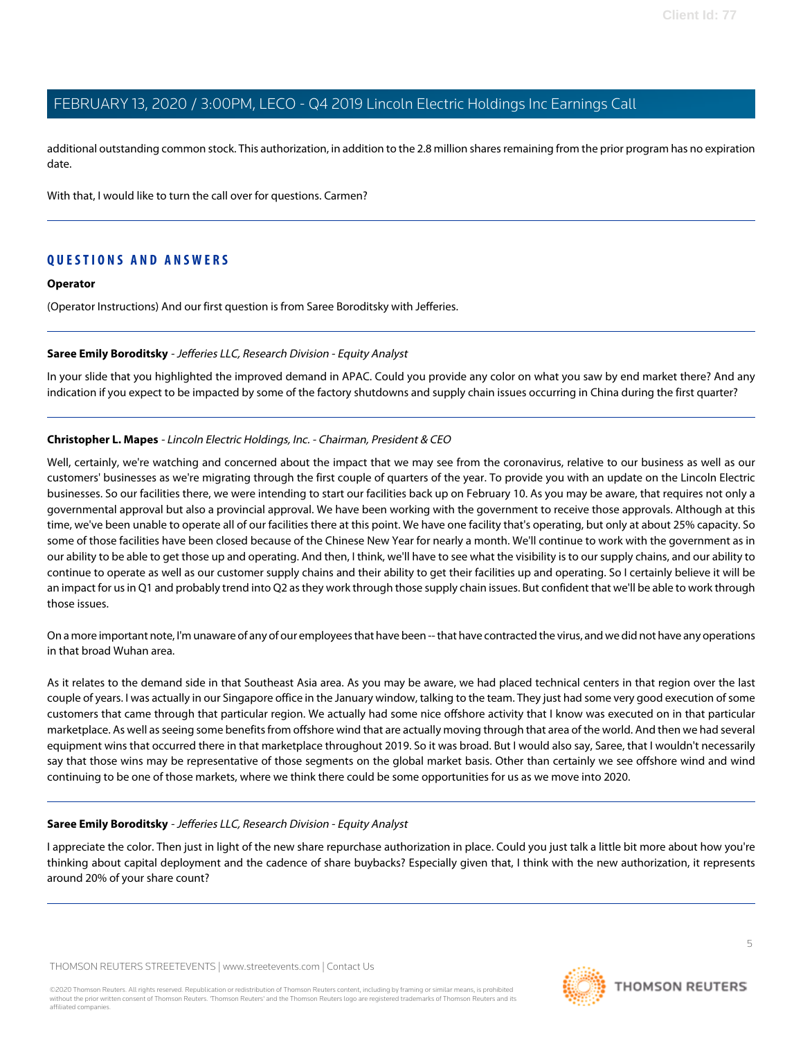additional outstanding common stock. This authorization, in addition to the 2.8 million shares remaining from the prior program has no expiration date.

With that, I would like to turn the call over for questions. Carmen?

---

## QUESTIONS AND ANSWERS

**Operator**

(Operator Instructions) And our first question is from Saree Boroditsky with Jefferies.

---

**Saree Emily Boroditsky** - *Jefferies LLC, Research Division - Equity Analyst*

In your slide that you highlighted the improved demand in APAC. Could you provide any color on what you saw by end market there? And any indication if you expect to be impacted by some of the factory shutdowns and supply chain issues occurring in China during the first quarter?

---

**Christopher L. Mapes** - *Lincoln Electric Holdings, Inc. - Chairman, President & CEO*

Well, certainly, we're watching and concerned about the impact that we may see from the coronavirus, relative to our business as well as our customers' businesses as we're migrating through the first couple of quarters of the year. To provide you with an update on the Lincoln Electric businesses. So our facilities there, we were intending to start our facilities back up on February 10. As you may be aware, that requires not only a governmental approval but also a provincial approval. We have been working with the government to receive those approvals. Although at this time, we've been unable to operate all of our facilities there at this point. We have one facility that's operating, but only at about 25% capacity. So some of those facilities have been closed because of the Chinese New Year for nearly a month. We'll continue to work with the government as in our ability to be able to get those up and operating. And then, I think, we'll have to see what the visibility is to our supply chains, and our ability to continue to operate as well as our customer supply chains and their ability to get their facilities up and operating. So I certainly believe it will be an impact for us in Q1 and probably trend into Q2 as they work through those supply chain issues. But confident that we'll be able to work through those issues.

On a more important note, I'm unaware of any of our employees that have been -- that have contracted the virus, and we did not have any operations in that broad Wuhan area.

As it relates to the demand side in that Southeast Asia area. As you may be aware, we had placed technical centers in that region over the last couple of years. I was actually in our Singapore office in the January window, talking to the team. They just had some very good execution of some customers that came through that particular region. We actually had some nice offshore activity that I know was executed on in that particular marketplace. As well as seeing some benefits from offshore wind that are actually moving through that area of the world. And then we had several equipment wins that occurred there in that marketplace throughout 2019. So it was broad. But I would also say, Saree, that I wouldn't necessarily say that those wins may be representative of those segments on the global market basis. Other than certainly we see offshore wind and wind continuing to be one of those markets, where we think there could be some opportunities for us as we move into 2020.

---

**Saree Emily Boroditsky** - *Jefferies LLC, Research Division - Equity Analyst*

I appreciate the color. Then just in light of the new share repurchase authorization in place. Could you just talk a little bit more about how you're thinking about capital deployment and the cadence of share buybacks? Especially given that, I think with the new authorization, it represents around 20% of your share count?

---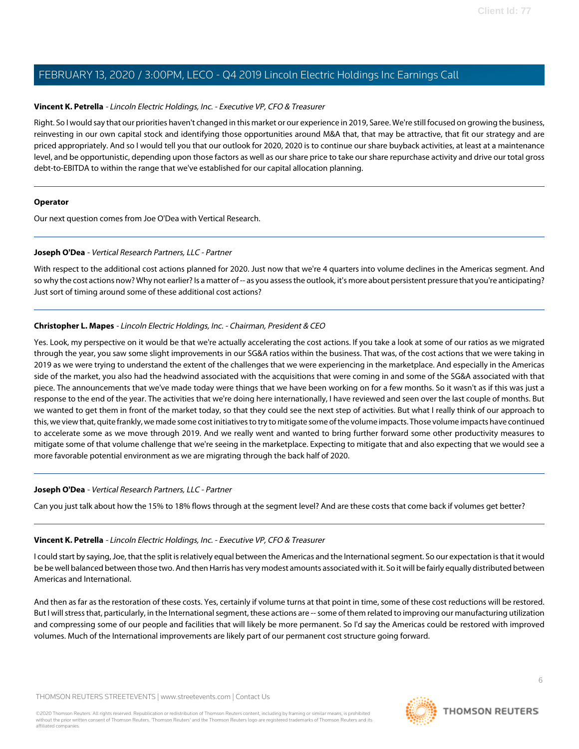**Vincent K. Petrella** - *Lincoln Electric Holdings, Inc. - Executive VP, CFO & Treasurer*

Right. So I would say that our priorities haven't changed in this market or our experience in 2019, Saree. We're still focused on growing the business, reinvesting in our own capital stock and identifying those opportunities around M&A that, that may be attractive, that fit our strategy and are priced appropriately. And so I would tell you that our outlook for 2020, 2020 is to continue our share buyback activities, at least at a maintenance level, and be opportunistic, depending upon those factors as well as our share price to take our share repurchase activity and drive our total gross debt-to-EBITDA to within the range that we've established for our capital allocation planning.

---

**Operator**

Our next question comes from Joe O'Dea with Vertical Research.

---

**Joseph O'Dea** - *Vertical Research Partners, LLC - Partner*

With respect to the additional cost actions planned for 2020. Just now that we're 4 quarters into volume declines in the Americas segment. And so why the cost actions now? Why not earlier? Is a matter of -- as you assess the outlook, it's more about persistent pressure that you're anticipating? Just sort of timing around some of these additional cost actions?

---

**Christopher L. Mapes** - *Lincoln Electric Holdings, Inc. - Chairman, President & CEO*

Yes. Look, my perspective on it would be that we're actually accelerating the cost actions. If you take a look at some of our ratios as we migrated through the year, you saw some slight improvements in our SG&A ratios within the business. That was, of the cost actions that we were taking in 2019 as we were trying to understand the extent of the challenges that we were experiencing in the marketplace. And especially in the Americas side of the market, you also had the headwind associated with the acquisitions that were coming in and some of the SG&A associated with that piece. The announcements that we've made today were things that we have been working on for a few months. So it wasn't as if this was just a response to the end of the year. The activities that we're doing here internationally, I have reviewed and seen over the last couple of months. But we wanted to get them in front of the market today, so that they could see the next step of activities. But what I really think of our approach to this, we view that, quite frankly, we made some cost initiatives to try to mitigate some of the volume impacts. Those volume impacts have continued to accelerate some as we move through 2019. And we really went and wanted to bring further forward some other productivity measures to mitigate some of that volume challenge that we're seeing in the marketplace. Expecting to mitigate that and also expecting that we would see a more favorable potential environment as we are migrating through the back half of 2020.

---

**Joseph O'Dea** - *Vertical Research Partners, LLC - Partner*

Can you just talk about how the 15% to 18% flows through at the segment level? And are these costs that come back if volumes get better?

---

**Vincent K. Petrella** - *Lincoln Electric Holdings, Inc. - Executive VP, CFO & Treasurer*

I could start by saying, Joe, that the split is relatively equal between the Americas and the International segment. So our expectation is that it would be be well balanced between those two. And then Harris has very modest amounts associated with it. So it will be fairly equally distributed between Americas and International.

And then as far as the restoration of these costs. Yes, certainly if volume turns at that point in time, some of these cost reductions will be restored. But I will stress that, particularly, in the International segment, these actions are -- some of them related to improving our manufacturing utilization and compressing some of our people and facilities that will likely be more permanent. So I'd say the Americas could be restored with improved volumes. Much of the International improvements are likely part of our permanent cost structure going forward.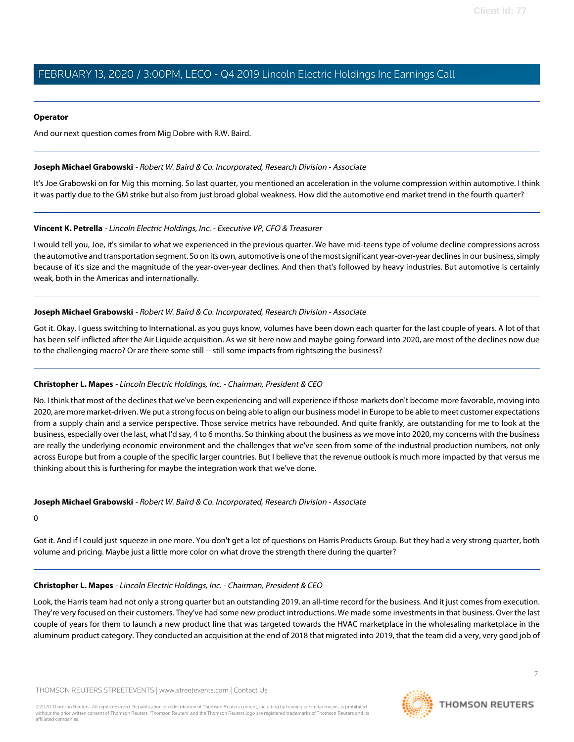**Operator**

And our next question comes from Mig Dobre with R.W. Baird.

---

**Joseph Michael Grabowski** - *Robert W. Baird & Co. Incorporated, Research Division - Associate*

It's Joe Grabowski on for Mig this morning. So last quarter, you mentioned an acceleration in the volume compression within automotive. I think it was partly due to the GM strike but also from just broad global weakness. How did the automotive end market trend in the fourth quarter?

---

**Vincent K. Petrella** - *Lincoln Electric Holdings, Inc. - Executive VP, CFO & Treasurer*

I would tell you, Joe, it's similar to what we experienced in the previous quarter. We have mid-teens type of volume decline compressions across the automotive and transportation segment. So on its own, automotive is one of the most significant year-over-year declines in our business, simply because of it's size and the magnitude of the year-over-year declines. And then that's followed by heavy industries. But automotive is certainly weak, both in the Americas and internationally.

---

**Joseph Michael Grabowski** - *Robert W. Baird & Co. Incorporated, Research Division - Associate*

Got it. Okay. I guess switching to International. as you guys know, volumes have been down each quarter for the last couple of years. A lot of that has been self-inflicted after the Air Liquide acquisition. As we sit here now and maybe going forward into 2020, are most of the declines now due to the challenging macro? Or are there some still -- still some impacts from rightsizing the business?

---

**Christopher L. Mapes** - *Lincoln Electric Holdings, Inc. - Chairman, President & CEO*

No. I think that most of the declines that we've been experiencing and will experience if those markets don't become more favorable, moving into 2020, are more market-driven. We put a strong focus on being able to align our business model in Europe to be able to meet customer expectations from a supply chain and a service perspective. Those service metrics have rebounded. And quite frankly, are outstanding for me to look at the business, especially over the last, what I'd say, 4 to 6 months. So thinking about the business as we move into 2020, my concerns with the business are really the underlying economic environment and the challenges that we've seen from some of the industrial production numbers, not only across Europe but from a couple of the specific larger countries. But I believe that the revenue outlook is much more impacted by that versus me thinking about this is furthering for maybe the integration work that we've done.

---

**Joseph Michael Grabowski** - *Robert W. Baird & Co. Incorporated, Research Division - Associate*

0

Got it. And if I could just squeeze in one more. You don't get a lot of questions on Harris Products Group. But they had a very strong quarter, both volume and pricing. Maybe just a little more color on what drove the strength there during the quarter?

---

**Christopher L. Mapes** - *Lincoln Electric Holdings, Inc. - Chairman, President & CEO*

Look, the Harris team had not only a strong quarter but an outstanding 2019, an all-time record for the business. And it just comes from execution. They're very focused on their customers. They've had some new product introductions. We made some investments in that business. Over the last couple of years for them to launch a new product line that was targeted towards the HVAC marketplace in the wholesaling marketplace in the aluminum product category. They conducted an acquisition at the end of 2018 that migrated into 2019, that the team did a very, very good job of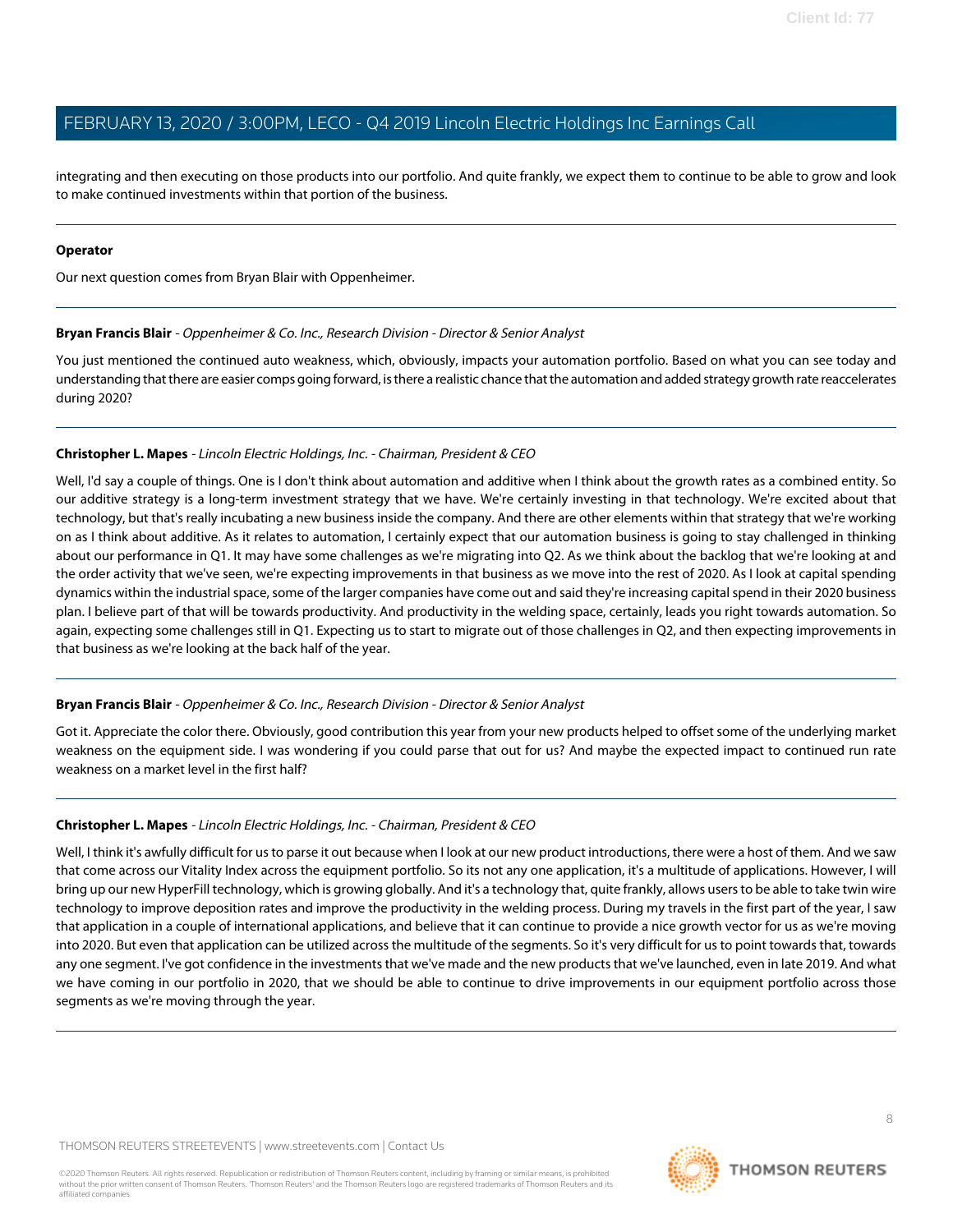integrating and then executing on those products into our portfolio. And quite frankly, we expect them to continue to be able to grow and look to make continued investments within that portion of the business.

---

**Operator**

Our next question comes from Bryan Blair with Oppenheimer.

---

**Bryan Francis Blair** - *Oppenheimer & Co. Inc., Research Division - Director & Senior Analyst*

You just mentioned the continued auto weakness, which, obviously, impacts your automation portfolio. Based on what you can see today and understanding that there are easier comps going forward, is there a realistic chance that the automation and added strategy growth rate reaccelerates during 2020?

---

**Christopher L. Mapes** - *Lincoln Electric Holdings, Inc. - Chairman, President & CEO*

Well, I'd say a couple of things. One is I don't think about automation and additive when I think about the growth rates as a combined entity. So our additive strategy is a long-term investment strategy that we have. We're certainly investing in that technology. We're excited about that technology, but that's really incubating a new business inside the company. And there are other elements within that strategy that we're working on as I think about additive. As it relates to automation, I certainly expect that our automation business is going to stay challenged in thinking about our performance in Q1. It may have some challenges as we're migrating into Q2. As we think about the backlog that we're looking at and the order activity that we've seen, we're expecting improvements in that business as we move into the rest of 2020. As I look at capital spending dynamics within the industrial space, some of the larger companies have come out and said they're increasing capital spend in their 2020 business plan. I believe part of that will be towards productivity. And productivity in the welding space, certainly, leads you right towards automation. So again, expecting some challenges still in Q1. Expecting us to start to migrate out of those challenges in Q2, and then expecting improvements in that business as we're looking at the back half of the year.

---

**Bryan Francis Blair** - *Oppenheimer & Co. Inc., Research Division - Director & Senior Analyst*

Got it. Appreciate the color there. Obviously, good contribution this year from your new products helped to offset some of the underlying market weakness on the equipment side. I was wondering if you could parse that out for us? And maybe the expected impact to continued run rate weakness on a market level in the first half?

---

**Christopher L. Mapes** - *Lincoln Electric Holdings, Inc. - Chairman, President & CEO*

Well, I think it's awfully difficult for us to parse it out because when I look at our new product introductions, there were a host of them. And we saw that come across our Vitality Index across the equipment portfolio. So its not any one application, it's a multitude of applications. However, I will bring up our new HyperFill technology, which is growing globally. And it's a technology that, quite frankly, allows users to be able to take twin wire technology to improve deposition rates and improve the productivity in the welding process. During my travels in the first part of the year, I saw that application in a couple of international applications, and believe that it can continue to provide a nice growth vector for us as we're moving into 2020. But even that application can be utilized across the multitude of the segments. So it's very difficult for us to point towards that, towards any one segment. I've got confidence in the investments that we've made and the new products that we've launched, even in late 2019. And what we have coming in our portfolio in 2020, that we should be able to continue to drive improvements in our equipment portfolio across those segments as we're moving through the year.

---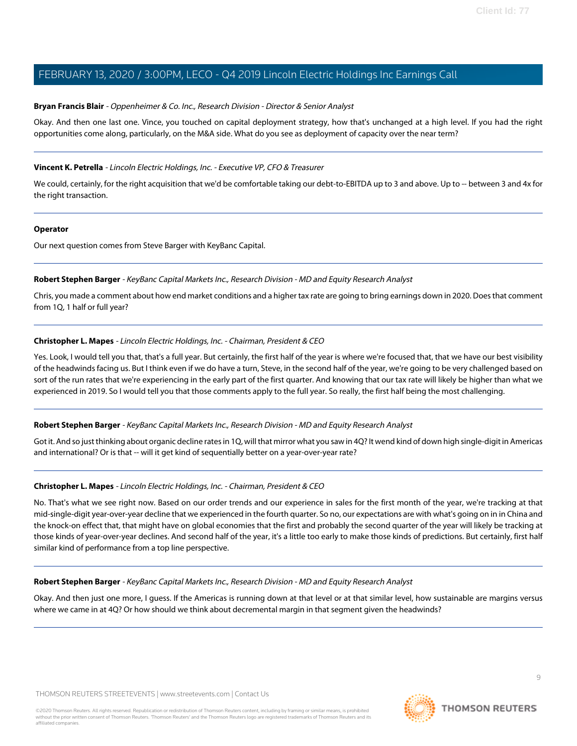**Bryan Francis Blair** - *Oppenheimer & Co. Inc., Research Division - Director & Senior Analyst*

Okay. And then one last one. Vince, you touched on capital deployment strategy, how that's unchanged at a high level. If you had the right opportunities come along, particularly, on the M&A side. What do you see as deployment of capacity over the near term?

---

**Vincent K. Petrella** - *Lincoln Electric Holdings, Inc. - Executive VP, CFO & Treasurer*

We could, certainly, for the right acquisition that we'd be comfortable taking our debt-to-EBITDA up to 3 and above. Up to -- between 3 and 4x for the right transaction.

---

**Operator**

Our next question comes from Steve Barger with KeyBanc Capital.

---

**Robert Stephen Barger** - *KeyBanc Capital Markets Inc., Research Division - MD and Equity Research Analyst*

Chris, you made a comment about how end market conditions and a higher tax rate are going to bring earnings down in 2020. Does that comment from 1Q, 1 half or full year?

---

**Christopher L. Mapes** - *Lincoln Electric Holdings, Inc. - Chairman, President & CEO*

Yes. Look, I would tell you that, that's a full year. But certainly, the first half of the year is where we're focused that, that we have our best visibility of the headwinds facing us. But I think even if we do have a turn, Steve, in the second half of the year, we're going to be very challenged based on sort of the run rates that we're experiencing in the early part of the first quarter. And knowing that our tax rate will likely be higher than what we experienced in 2019. So I would tell you that those comments apply to the full year. So really, the first half being the most challenging.

---

**Robert Stephen Barger** - *KeyBanc Capital Markets Inc., Research Division - MD and Equity Research Analyst*

Got it. And so just thinking about organic decline rates in 1Q, will that mirror what you saw in 4Q? It wend kind of down high single-digit in Americas and international? Or is that -- will it get kind of sequentially better on a year-over-year rate?

---

**Christopher L. Mapes** - *Lincoln Electric Holdings, Inc. - Chairman, President & CEO*

No. That's what we see right now. Based on our order trends and our experience in sales for the first month of the year, we're tracking at that mid-single-digit year-over-year decline that we experienced in the fourth quarter. So no, our expectations are with what's going on in in China and the knock-on effect that, that might have on global economies that the first and probably the second quarter of the year will likely be tracking at those kinds of year-over-year declines. And second half of the year, it's a little too early to make those kinds of predictions. But certainly, first half similar kind of performance from a top line perspective.

---

**Robert Stephen Barger** - *KeyBanc Capital Markets Inc., Research Division - MD and Equity Research Analyst*

Okay. And then just one more, I guess. If the Americas is running down at that level or at that similar level, how sustainable are margins versus where we came in at 4Q? Or how should we think about decremental margin in that segment given the headwinds?

---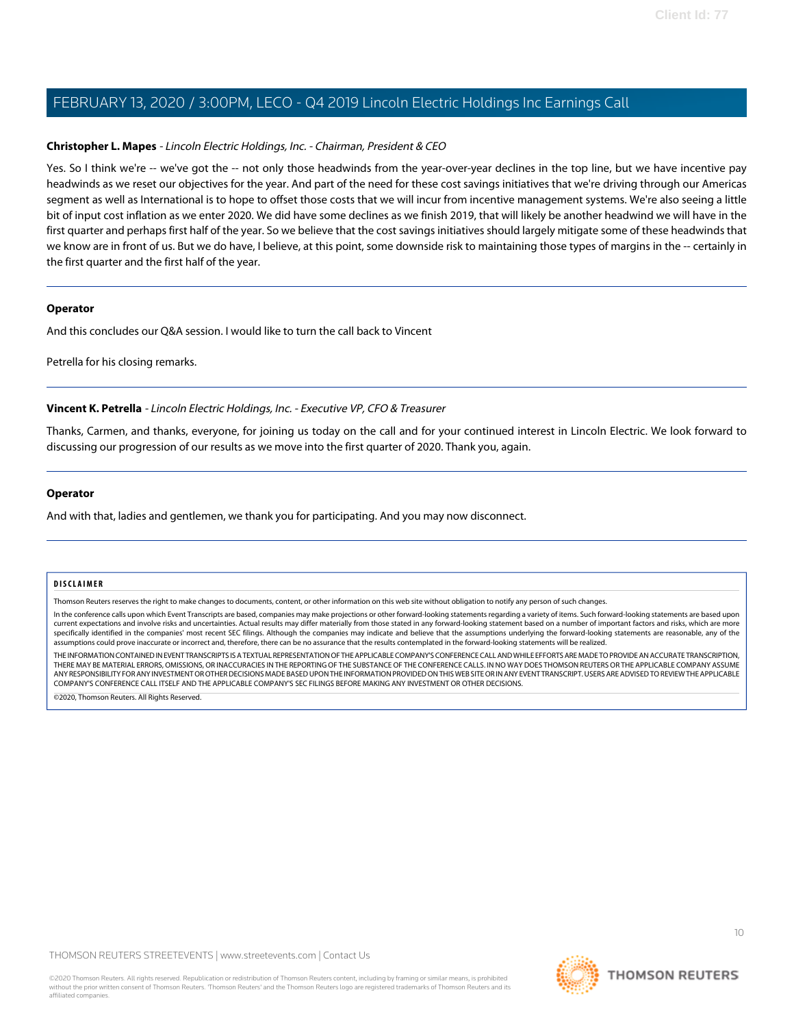**Christopher L. Mapes** - *Lincoln Electric Holdings, Inc. - Chairman, President & CEO*

Yes. So I think we're -- we've got the -- not only those headwinds from the year-over-year declines in the top line, but we have incentive pay headwinds as we reset our objectives for the year. And part of the need for these cost savings initiatives that we're driving through our Americas segment as well as International is to hope to offset those costs that we will incur from incentive management systems. We're also seeing a little bit of input cost inflation as we enter 2020. We did have some declines as we finish 2019, that will likely be another headwind we will have in the first quarter and perhaps first half of the year. So we believe that the cost savings initiatives should largely mitigate some of these headwinds that we know are in front of us. But we do have, I believe, at this point, some downside risk to maintaining those types of margins in the -- certainly in the first quarter and the first half of the year.

---

**Operator**

And this concludes our Q&A session. I would like to turn the call back to Vincent

Petrella for his closing remarks.

---

**Vincent K. Petrella** - *Lincoln Electric Holdings, Inc. - Executive VP, CFO & Treasurer*

Thanks, Carmen, and thanks, everyone, for joining us today on the call and for your continued interest in Lincoln Electric. We look forward to discussing our progression of our results as we move into the first quarter of 2020. Thank you, again.

---

**Operator**

And with that, ladies and gentlemen, we thank you for participating. And you may now disconnect.

---

**DISCLAIMER**

Thomson Reuters reserves the right to make changes to documents, content, or other information on this web site without obligation to notify any person of such changes.

In the conference calls upon which Event Transcripts are based, companies may make projections or other forward-looking statements regarding a variety of items. Such forward-looking statements are based upon current expectations and involve risks and uncertainties. Actual results may differ materially from those stated in any forward-looking statement based on a number of important factors and risks, which are more specifically identified in the companies' most recent SEC filings. Although the companies may indicate and believe that the assumptions underlying the forward-looking statements are reasonable, any of the assumptions could prove inaccurate or incorrect and, therefore, there can be no assurance that the results contemplated in the forward-looking statements will be realized.

THE INFORMATION CONTAINED IN EVENT TRANSCRIPTS IS A TEXTUAL REPRESENTATION OF THE APPLICABLE COMPANY'S CONFERENCE CALL AND WHILE EFFORTS ARE MADE TO PROVIDE AN ACCURATE TRANSCRIPTION, THERE MAY BE MATERIAL ERRORS, OMISSIONS, OR INACCURACIES IN THE REPORTING OF THE SUBSTANCE OF THE CONFERENCE CALLS. IN NO WAY DOES THOMSON REUTERS OR THE APPLICABLE COMPANY ASSUME ANY RESPONSIBILITY FOR ANY INVESTMENT OR OTHER DECISIONS MADE BASED UPON THE INFORMATION PROVIDED ON THIS WEB SITE OR IN ANY EVENT TRANSCRIPT. USERS ARE ADVISED TO REVIEW THE APPLICABLE COMPANY'S CONFERENCE CALL ITSELF AND THE APPLICABLE COMPANY'S SEC FILINGS BEFORE MAKING ANY INVESTMENT OR OTHER DECISIONS.

©2020, Thomson Reuters. All Rights Reserved.